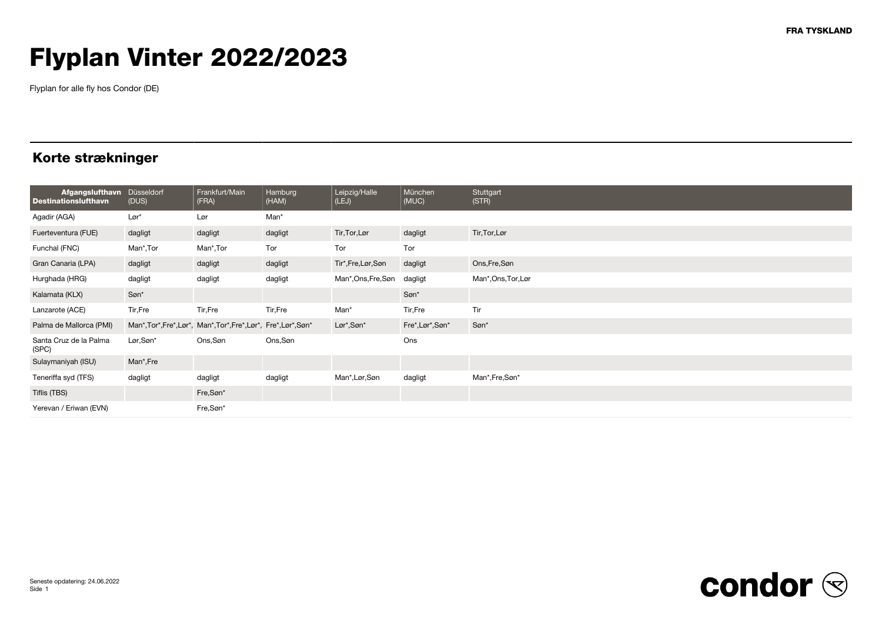FRA TYSKLAND

# Flyplan Vinter 2022/2023

Flyplan for alle fly hos Condor (DE)

## Korte strækninger

| Afgangslufthavn Destinationslufthavn | Düsseldorf (DUS) | Frankfurt/Main (FRA) | Hamburg (HAM) | Leipzig/Halle (LEJ) | München (MUC) | Stuttgart (STR) |
|---|---|---|---|---|---|---|
| Agadir (AGA) | Lør* | Lør | Man* | | | |
| Fuerteventura (FUE) | dagligt | dagligt | dagligt | Tir,Tor,Lør | dagligt | Tir,Tor,Lør |
| Funchal (FNC) | Man*,Tor | Man*,Tor | Tor | Tor | Tor | |
| Gran Canaria (LPA) | dagligt | dagligt | dagligt | Tir*,Fre,Lør,Søn | dagligt | Ons,Fre,Søn |
| Hurghada (HRG) | dagligt | dagligt | dagligt | Man*,Ons,Fre,Søn | dagligt | Man*,Ons,Tor,Lør |
| Kalamata (KLX) | Søn* | | | | Søn* | |
| Lanzarote (ACE) | Tir,Fre | Tir,Fre | Tir,Fre | Man* | Tir,Fre | Tir |
| Palma de Mallorca (PMI) | Man*,Tor*,Fre*,Lør*, | Man*,Tor*,Fre*,Lør*, | Fre*,Lør*,Søn* | Lør*,Søn* | Fre*,Lør*,Søn* | Søn* |
| Santa Cruz de la Palma (SPC) | Lør,Søn* | Ons,Søn | Ons,Søn | | Ons | |
| Sulaymaniyah (ISU) | Man*,Fre | | | | | |
| Teneriffa syd (TFS) | dagligt | dagligt | dagligt | Man*,Lør,Søn | dagligt | Man*,Fre,Søn* |
| Tiflis (TBS) | | Fre,Søn* | | | | |
| Yerevan / Eriwan (EVN) | | Fre,Søn* | | | | |

Seneste opdatering: 24.06.2022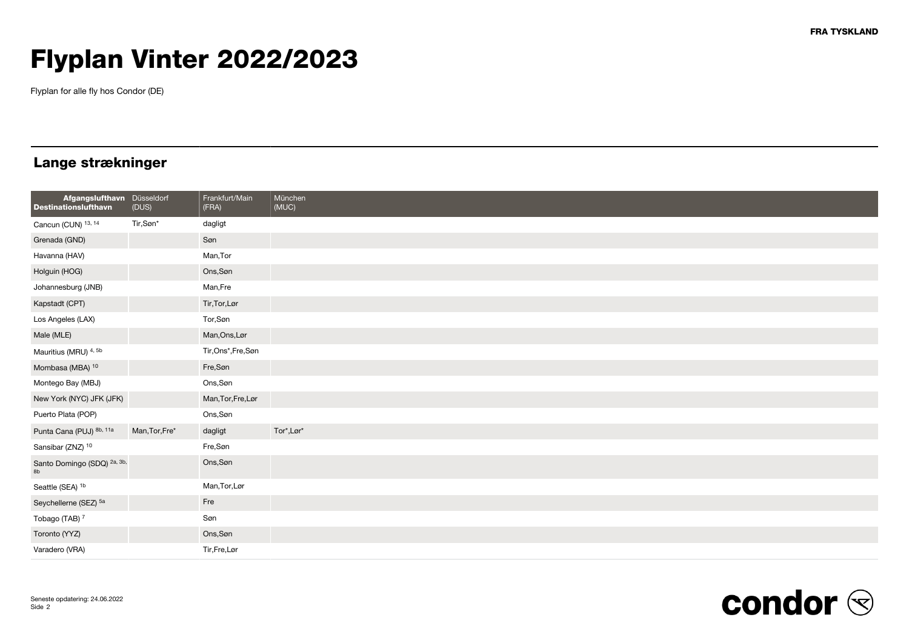FRA TYSKLAND

# Flyplan Vinter 2022/2023

Flyplan for alle fly hos Condor (DE)

## Lange strækninger

| Afgangslufthavn Destinationslufthavn | Düsseldorf (DUS) | Frankfurt/Main (FRA) | München (MUC) |
|---|---|---|---|
| Cancun (CUN) [13, 14] | Tir,Søn* | dagligt | |
| Grenada (GND) | | Søn | |
| Havanna (HAV) | | Man,Tor | |
| Holguin (HOG) | | Ons,Søn | |
| Johannesburg (JNB) | | Man,Fre | |
| Kapstadt (CPT) | | Tir,Tor,Lør | |
| Los Angeles (LAX) | | Tor,Søn | |
| Male (MLE) | | Man,Ons,Lør | |
| Mauritius (MRU) [4, 5b] | | Tir,Ons*,Fre,Søn | |
| Mombasa (MBA) [10] | | Fre,Søn | |
| Montego Bay (MBJ) | | Ons,Søn | |
| New York (NYC) JFK (JFK) | | Man,Tor,Fre,Lør | |
| Puerto Plata (POP) | | Ons,Søn | |
| Punta Cana (PUJ) [8b, 11a] | Man,Tor,Fre* | dagligt | Tor*,Lør* |
| Sansibar (ZNZ) [10] | | Fre,Søn | |
| Santo Domingo (SDQ) [2a, 3b, 8b] | | Ons,Søn | |
| Seattle (SEA) [1b] | | Man,Tor,Lør | |
| Seychellerne (SEZ) [5a] | | Fre | |
| Tobago (TAB) [7] | | Søn | |
| Toronto (YYZ) | | Ons,Søn | |
| Varadero (VRA) | | Tir,Fre,Lør | |

Seneste opdatering: 24.06.2022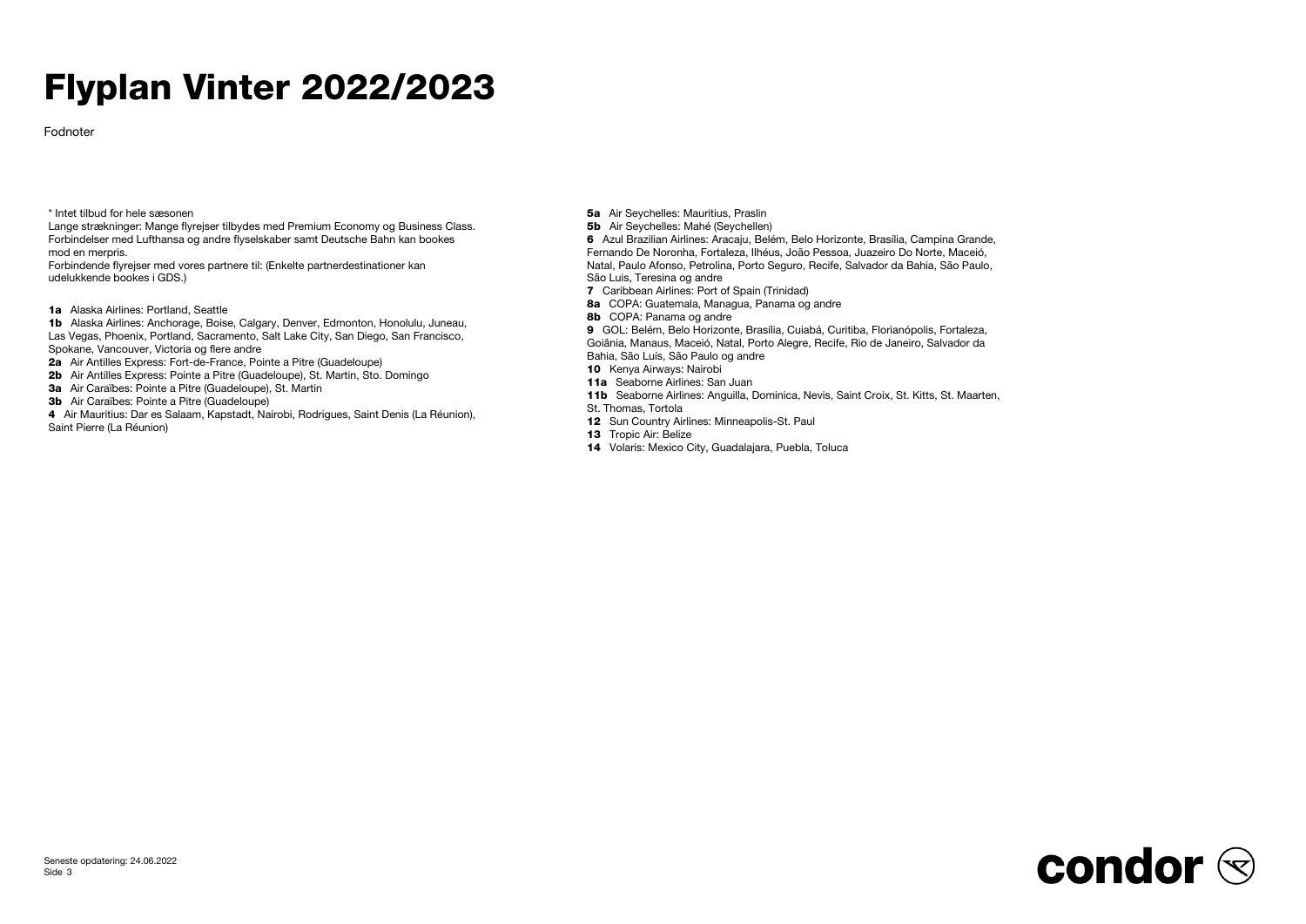# Flyplan Vinter 2022/2023

Fodnoter

* Intet tilbud for hele sæsonen

Lange strækninger: Mange flyrejser tilbydes med Premium Economy og Business Class. Forbindelser med Lufthansa og andre flyselskaber samt Deutsche Bahn kan bookes mod en merpris.

Forbindende flyrejser med vores partnere til: (Enkelte partnerdestinationer kan udelukkende bookes i GDS.)

**1a** Alaska Airlines: Portland, Seattle
**1b** Alaska Airlines: Anchorage, Boise, Calgary, Denver, Edmonton, Honolulu, Juneau, Las Vegas, Phoenix, Portland, Sacramento, Salt Lake City, San Diego, San Francisco, Spokane, Vancouver, Victoria og flere andre
**2a** Air Antilles Express: Fort-de-France, Pointe a Pitre (Guadeloupe)
**2b** Air Antilles Express: Pointe a Pitre (Guadeloupe), St. Martin, Sto. Domingo
**3a** Air Caraïbes: Pointe a Pitre (Guadeloupe), St. Martin
**3b** Air Caraïbes: Pointe a Pitre (Guadeloupe)
**4** Air Mauritius: Dar es Salaam, Kapstadt, Nairobi, Rodrigues, Saint Denis (La Réunion), Saint Pierre (La Réunion)
**5a** Air Seychelles: Mauritius, Praslin
**5b** Air Seychelles: Mahé (Seychellen)
**6** Azul Brazilian Airlines: Aracaju, Belém, Belo Horizonte, Brasília, Campina Grande, Fernando De Noronha, Fortaleza, Ilhéus, João Pessoa, Juazeiro Do Norte, Maceió, Natal, Paulo Afonso, Petrolina, Porto Seguro, Recife, Salvador da Bahia, São Paulo, São Luis, Teresina og andre
**7** Caribbean Airlines: Port of Spain (Trinidad)
**8a** COPA: Guatemala, Managua, Panama og andre
**8b** COPA: Panama og andre
**9** GOL: Belém, Belo Horizonte, Brasília, Cuiabá, Curitiba, Florianópolis, Fortaleza, Goiânia, Manaus, Maceió, Natal, Porto Alegre, Recife, Rio de Janeiro, Salvador da Bahia, São Luís, São Paulo og andre
**10** Kenya Airways: Nairobi
**11a** Seaborne Airlines: San Juan
**11b** Seaborne Airlines: Anguilla, Dominica, Nevis, Saint Croix, St. Kitts, St. Maarten, St. Thomas, Tortola
**12** Sun Country Airlines: Minneapolis-St. Paul
**13** Tropic Air: Belize
**14** Volaris: Mexico City, Guadalajara, Puebla, Toluca

Seneste opdatering: 24.06.2022